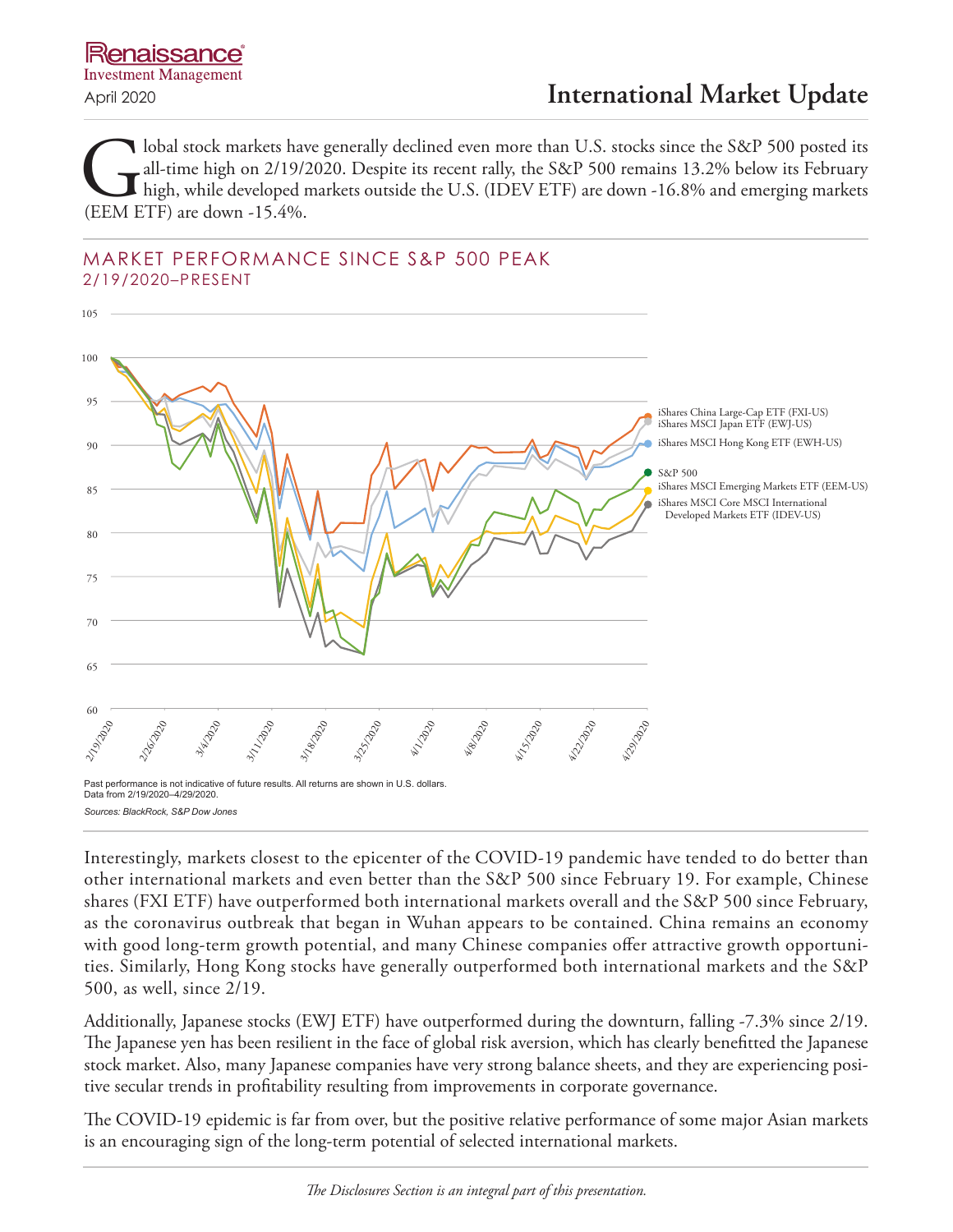Renaissance Investment Management

April 2020

# International Market Update

Global stock markets have generally declined even more than U.S. stocks since the S&P 500 posted its all-time high on 2/19/2020. Despite its recent rally, the S&P 500 remains 13.2% below its February high, while developed markets outside the U.S. (IDEV ETF) are down -16.8% and emerging markets (EEM ETF) are down -15.4%.

## MARKET PERFORMANCE SINCE S&P 500 PEAK
2/19/2020–PRESENT

Past performance is not indicative of future results. All returns are shown in U.S. dollars.
Data from 2/19/2020–4/29/2020.

*Sources: BlackRock, S&P Dow Jones*

Interestingly, markets closest to the epicenter of the COVID-19 pandemic have tended to do better than other international markets and even better than the S&P 500 since February 19. For example, Chinese shares (FXI ETF) have outperformed both international markets overall and the S&P 500 since February, as the coronavirus outbreak that began in Wuhan appears to be contained. China remains an economy with good long-term growth potential, and many Chinese companies offer attractive growth opportunities. Similarly, Hong Kong stocks have generally outperformed both international markets and the S&P 500, as well, since 2/19.

Additionally, Japanese stocks (EWJ ETF) have outperformed during the downturn, falling -7.3% since 2/19. The Japanese yen has been resilient in the face of global risk aversion, which has clearly benefitted the Japanese stock market. Also, many Japanese companies have very strong balance sheets, and they are experiencing positive secular trends in profitability resulting from improvements in corporate governance.

The COVID-19 epidemic is far from over, but the positive relative performance of some major Asian markets is an encouraging sign of the long-term potential of selected international markets.

*The Disclosures Section is an integral part of this presentation.*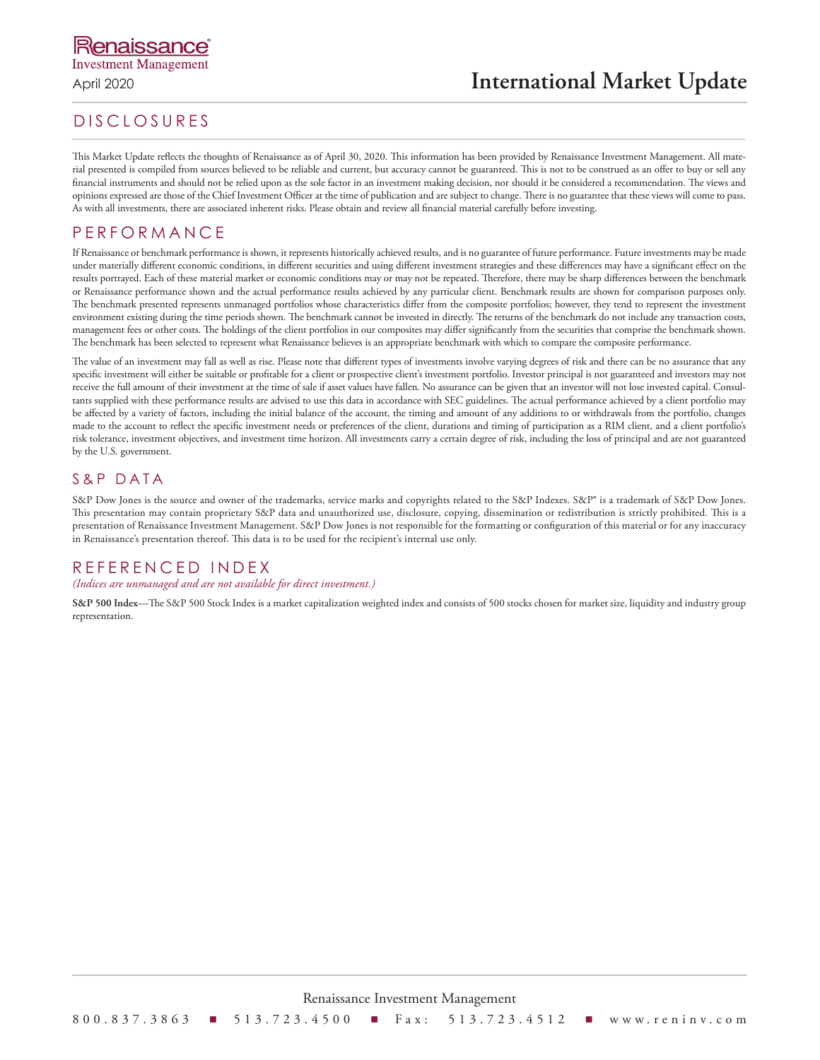## DISCLOSURES

This Market Update reflects the thoughts of Renaissance as of April 30, 2020. This information has been provided by Renaissance Investment Management. All material presented is compiled from sources believed to be reliable and current, but accuracy cannot be guaranteed. This is not to be construed as an offer to buy or sell any financial instruments and should not be relied upon as the sole factor in an investment making decision, nor should it be considered a recommendation. The views and opinions expressed are those of the Chief Investment Officer at the time of publication and are subject to change. There is no guarantee that these views will come to pass. As with all investments, there are associated inherent risks. Please obtain and review all financial material carefully before investing.

## PERFORMANCE

If Renaissance or benchmark performance is shown, it represents historically achieved results, and is no guarantee of future performance. Future investments may be made under materially different economic conditions, in different securities and using different investment strategies and these differences may have a significant effect on the results portrayed. Each of these material market or economic conditions may or may not be repeated. Therefore, there may be sharp differences between the benchmark or Renaissance performance shown and the actual performance results achieved by any particular client. Benchmark results are shown for comparison purposes only. The benchmark presented represents unmanaged portfolios whose characteristics differ from the composite portfolios; however, they tend to represent the investment environment existing during the time periods shown. The benchmark cannot be invested in directly. The returns of the benchmark do not include any transaction costs, management fees or other costs. The holdings of the client portfolios in our composites may differ significantly from the securities that comprise the benchmark shown. The benchmark has been selected to represent what Renaissance believes is an appropriate benchmark with which to compare the composite performance.

The value of an investment may fall as well as rise. Please note that different types of investments involve varying degrees of risk and there can be no assurance that any specific investment will either be suitable or profitable for a client or prospective client's investment portfolio. Investor principal is not guaranteed and investors may not receive the full amount of their investment at the time of sale if asset values have fallen. No assurance can be given that an investor will not lose invested capital. Consultants supplied with these performance results are advised to use this data in accordance with SEC guidelines. The actual performance achieved by a client portfolio may be affected by a variety of factors, including the initial balance of the account, the timing and amount of any additions to or withdrawals from the portfolio, changes made to the account to reflect the specific investment needs or preferences of the client, durations and timing of participation as a RIM client, and a client portfolio's risk tolerance, investment objectives, and investment time horizon. All investments carry a certain degree of risk, including the loss of principal and are not guaranteed by the U.S. government.

## S&P DATA

S&P Dow Jones is the source and owner of the trademarks, service marks and copyrights related to the S&P Indexes. S&P® is a trademark of S&P Dow Jones. This presentation may contain proprietary S&P data and unauthorized use, disclosure, copying, dissemination or redistribution is strictly prohibited. This is a presentation of Renaissance Investment Management. S&P Dow Jones is not responsible for the formatting or configuration of this material or for any inaccuracy in Renaissance's presentation thereof. This data is to be used for the recipient's internal use only.

## REFERENCED INDEX

*(Indices are unmanaged and are not available for direct investment.)*

**S&P 500 Index**—The S&P 500 Stock Index is a market capitalization weighted index and consists of 500 stocks chosen for market size, liquidity and industry group representation.

Renaissance Investment Management

800.837.3863 ■ 513.723.4500 ■ Fax: 513.723.4512 ■ www.reninv.com